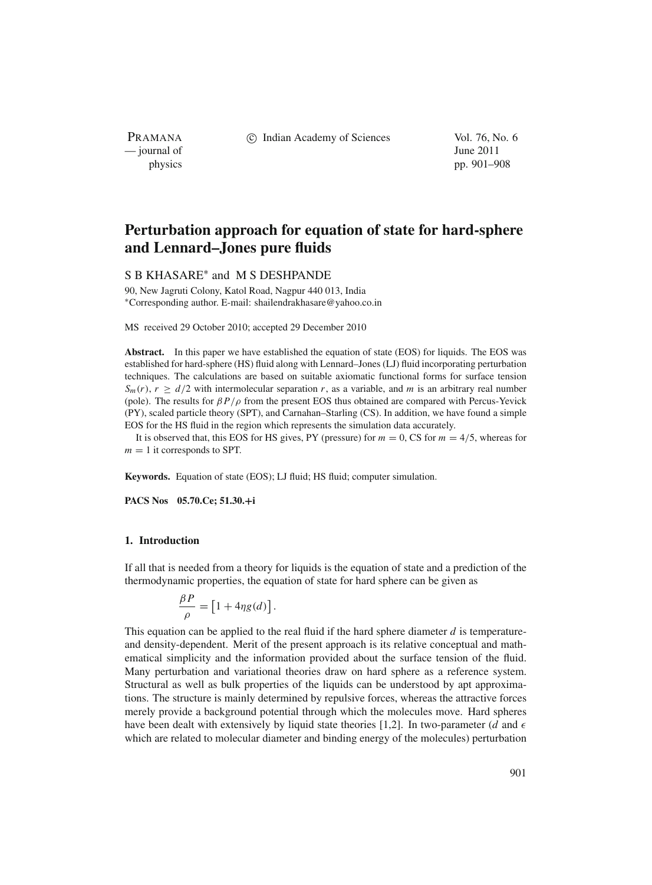# Perturbation approach for equation of state for hard-sphere and Lennard–Jones pure fluids

S B KHASARE* and M S DESHPANDE

90, New Jagruti Colony, Katol Road, Nagpur 440 013, India
*Corresponding author. E-mail: shailendrakhasare@yahoo.co.in

MS received 29 October 2010; accepted 29 December 2010

**Abstract.** In this paper we have established the equation of state (EOS) for liquids. The EOS was established for hard-sphere (HS) fluid along with Lennard–Jones (LJ) fluid incorporating perturbation techniques. The calculations are based on suitable axiomatic functional forms for surface tension $S_m(r)$, $r \geq d/2$ with intermolecular separation $r$, as a variable, and $m$ is an arbitrary real number (pole). The results for $\beta P/\rho$ from the present EOS thus obtained are compared with Percus-Yevick (PY), scaled particle theory (SPT), and Carnahan–Starling (CS). In addition, we have found a simple EOS for the HS fluid in the region which represents the simulation data accurately.

It is observed that, this EOS for HS gives, PY (pressure) for $m = 0$, CS for $m = 4/5$, whereas for $m = 1$ it corresponds to SPT.

**Keywords.** Equation of state (EOS); LJ fluid; HS fluid; computer simulation.

**PACS Nos** 05.70.Ce; 51.30.+i

## 1. Introduction

If all that is needed from a theory for liquids is the equation of state and a prediction of the thermodynamic properties, the equation of state for hard sphere can be given as

$$\frac{\beta P}{\rho} = \left[1 + 4\eta g(d)\right].$$

This equation can be applied to the real fluid if the hard sphere diameter $d$ is temperature- and density-dependent. Merit of the present approach is its relative conceptual and mathematical simplicity and the information provided about the surface tension of the fluid. Many perturbation and variational theories draw on hard sphere as a reference system. Structural as well as bulk properties of the liquids can be understood by apt approximations. The structure is mainly determined by repulsive forces, whereas the attractive forces merely provide a background potential through which the molecules move. Hard spheres have been dealt with extensively by liquid state theories [1,2]. In two-parameter ($d$ and $\epsilon$ which are related to molecular diameter and binding energy of the molecules) perturbation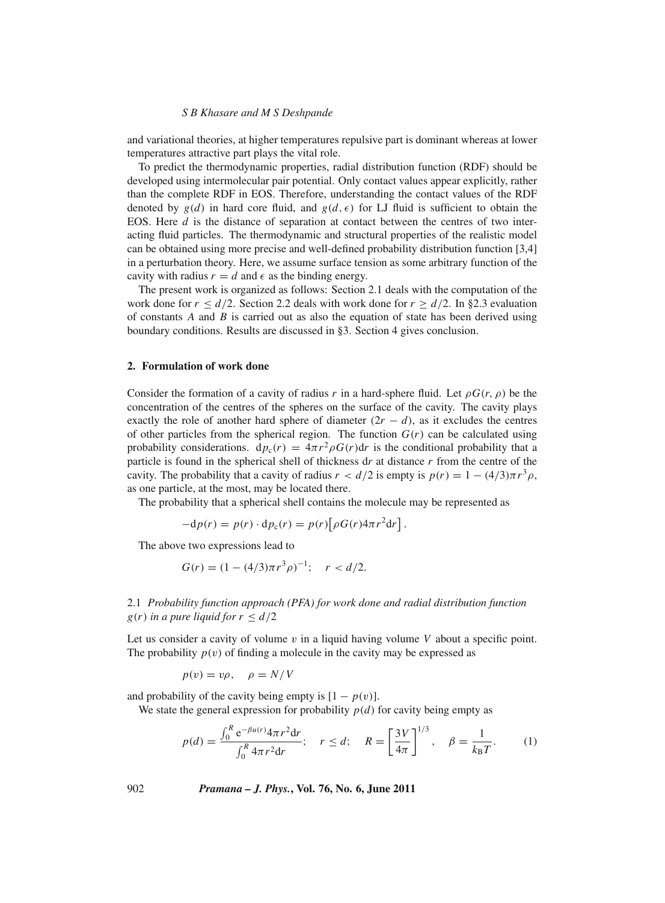and variational theories, at higher temperatures repulsive part is dominant whereas at lower temperatures attractive part plays the vital role.

To predict the thermodynamic properties, radial distribution function (RDF) should be developed using intermolecular pair potential. Only contact values appear explicitly, rather than the complete RDF in EOS. Therefore, understanding the contact values of the RDF denoted by $g(d)$ in hard core fluid, and $g(d, \epsilon)$ for LJ fluid is sufficient to obtain the EOS. Here $d$ is the distance of separation at contact between the centres of two interacting fluid particles. The thermodynamic and structural properties of the realistic model can be obtained using more precise and well-defined probability distribution function [3,4] in a perturbation theory. Here, we assume surface tension as some arbitrary function of the cavity with radius $r = d$ and $\epsilon$ as the binding energy.

The present work is organized as follows: Section 2.1 deals with the computation of the work done for $r \leq d/2$. Section 2.2 deals with work done for $r \geq d/2$. In §2.3 evaluation of constants $A$ and $B$ is carried out as also the equation of state has been derived using boundary conditions. Results are discussed in §3. Section 4 gives conclusion.

## 2. Formulation of work done

Consider the formation of a cavity of radius $r$ in a hard-sphere fluid. Let $\rho G(r, \rho)$ be the concentration of the centres of the spheres on the surface of the cavity. The cavity plays exactly the role of another hard sphere of diameter $(2r - d)$, as it excludes the centres of other particles from the spherical region. The function $G(r)$ can be calculated using probability considerations. $\mathrm{d}p_{\mathrm{c}}(r) = 4\pi r^2 \rho G(r)\mathrm{d}r$ is the conditional probability that a particle is found in the spherical shell of thickness $\mathrm{d}r$ at distance $r$ from the centre of the cavity. The probability that a cavity of radius $r < d/2$ is empty is $p(r) = 1 - (4/3)\pi r^3 \rho$, as one particle, at the most, may be located there.

The probability that a spherical shell contains the molecule may be represented as

$$-\mathrm{d}p(r) = p(r) \cdot \mathrm{d}p_{\mathrm{c}}(r) = p(r)\left[\rho G(r) 4\pi r^2 \mathrm{d}r\right].$$

The above two expressions lead to

$$G(r) = (1 - (4/3)\pi r^3 \rho)^{-1}; \quad r < d/2.$$

### 2.1 *Probability function approach (PFA) for work done and radial distribution function $g(r)$ in a pure liquid for $r \leq d/2$*

Let us consider a cavity of volume $v$ in a liquid having volume $V$ about a specific point. The probability $p(v)$ of finding a molecule in the cavity may be expressed as

$$p(v) = v\rho, \quad \rho = N/V$$

and probability of the cavity being empty is $[1 - p(v)]$.

We state the general expression for probability $p(d)$ for cavity being empty as

$$p(d) = \frac{\int_0^R \mathrm{e}^{-\beta u(r)} 4\pi r^2 \mathrm{d}r}{\int_0^R 4\pi r^2 \mathrm{d}r}; \quad r \leq d; \quad R = \left[\frac{3V}{4\pi}\right]^{1/3}, \quad \beta = \frac{1}{k_{\mathrm{B}}T}. \tag{1}$$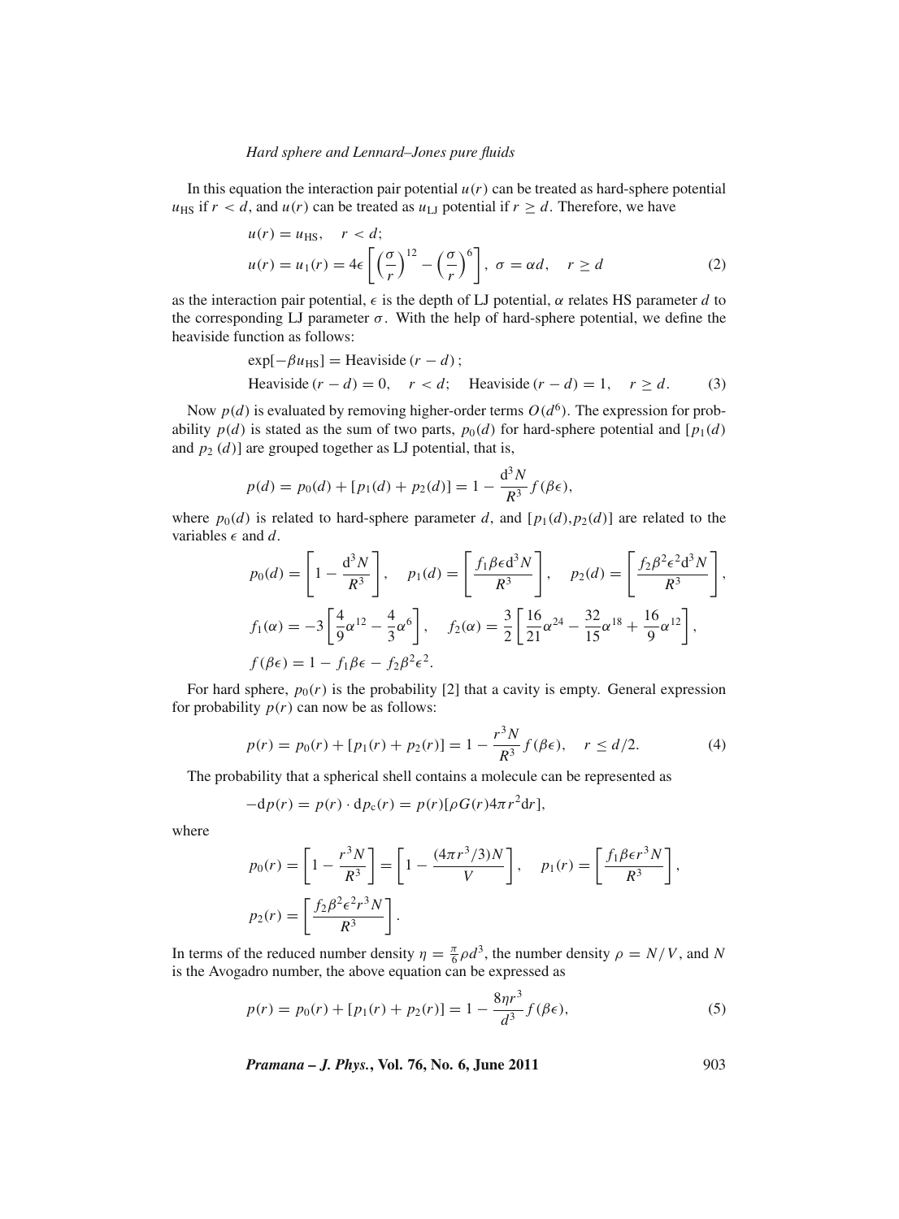In this equation the interaction pair potential $u(r)$ can be treated as hard-sphere potential $u_{\mathrm{HS}}$ if $r < d$, and $u(r)$ can be treated as $u_{\mathrm{LJ}}$ potential if $r \geq d$. Therefore, we have

$$
\begin{aligned}
&u(r) = u_{\mathrm{HS}}, \quad r < d; \\
&u(r) = u_1(r) = 4\epsilon\left[\left(\frac{\sigma}{r}\right)^{12} - \left(\frac{\sigma}{r}\right)^{6}\right], \ \sigma = \alpha d, \quad r \geq d
\end{aligned}
\tag{2}
$$

as the interaction pair potential, $\epsilon$ is the depth of LJ potential, $\alpha$ relates HS parameter $d$ to the corresponding LJ parameter $\sigma$. With the help of hard-sphere potential, we define the heaviside function as follows:

$$
\begin{aligned}
&\exp[-\beta u_{\mathrm{HS}}] = \text{Heaviside}\,(r-d)\,; \\
&\text{Heaviside}\,(r-d) = 0, \quad r < d; \quad \text{Heaviside}\,(r-d) = 1, \quad r \geq d.
\end{aligned}
\tag{3}
$$

Now $p(d)$ is evaluated by removing higher-order terms $O(d^6)$. The expression for probability $p(d)$ is stated as the sum of two parts, $p_0(d)$ for hard-sphere potential and $[p_1(d)$ and $p_2\,(d)]$ are grouped together as LJ potential, that is,

$$
p(d) = p_0(d) + [p_1(d) + p_2(d)] = 1 - \frac{\mathrm{d}^3 N}{R^3} f(\beta\epsilon),
$$

where $p_0(d)$ is related to hard-sphere parameter $d$, and $[p_1(d), p_2(d)]$ are related to the variables $\epsilon$ and $d$.

$$
\begin{aligned}
&p_0(d) = \left[1 - \frac{\mathrm{d}^3 N}{R^3}\right], \quad p_1(d) = \left[\frac{f_1 \beta\epsilon \mathrm{d}^3 N}{R^3}\right], \quad p_2(d) = \left[\frac{f_2 \beta^2 \epsilon^2 \mathrm{d}^3 N}{R^3}\right], \\
&f_1(\alpha) = -3\left[\frac{4}{9}\alpha^{12} - \frac{4}{3}\alpha^{6}\right], \quad f_2(\alpha) = \frac{3}{2}\left[\frac{16}{21}\alpha^{24} - \frac{32}{15}\alpha^{18} + \frac{16}{9}\alpha^{12}\right], \\
&f(\beta\epsilon) = 1 - f_1\beta\epsilon - f_2\beta^2\epsilon^2.
\end{aligned}
$$

For hard sphere, $p_0(r)$ is the probability [2] that a cavity is empty. General expression for probability $p(r)$ can now be as follows:

$$
p(r) = p_0(r) + [p_1(r) + p_2(r)] = 1 - \frac{r^3 N}{R^3} f(\beta\epsilon), \quad r \leq d/2. \tag{4}
$$

The probability that a spherical shell contains a molecule can be represented as

$$
-\mathrm{d}p(r) = p(r) \cdot \mathrm{d}p_{\mathrm{c}}(r) = p(r)[\rho G(r) 4\pi r^2 \mathrm{d}r],
$$

where

$$
\begin{aligned}
&p_0(r) = \left[1 - \frac{r^3 N}{R^3}\right] = \left[1 - \frac{(4\pi r^3/3)N}{V}\right], \quad p_1(r) = \left[\frac{f_1 \beta\epsilon r^3 N}{R^3}\right], \\
&p_2(r) = \left[\frac{f_2 \beta^2 \epsilon^2 r^3 N}{R^3}\right].
\end{aligned}
$$

In terms of the reduced number density $\eta = \frac{\pi}{6}\rho d^3$, the number density $\rho = N/V$, and $N$ is the Avogadro number, the above equation can be expressed as

$$
p(r) = p_0(r) + [p_1(r) + p_2(r)] = 1 - \frac{8\eta r^3}{d^3} f(\beta\epsilon), \tag{5}
$$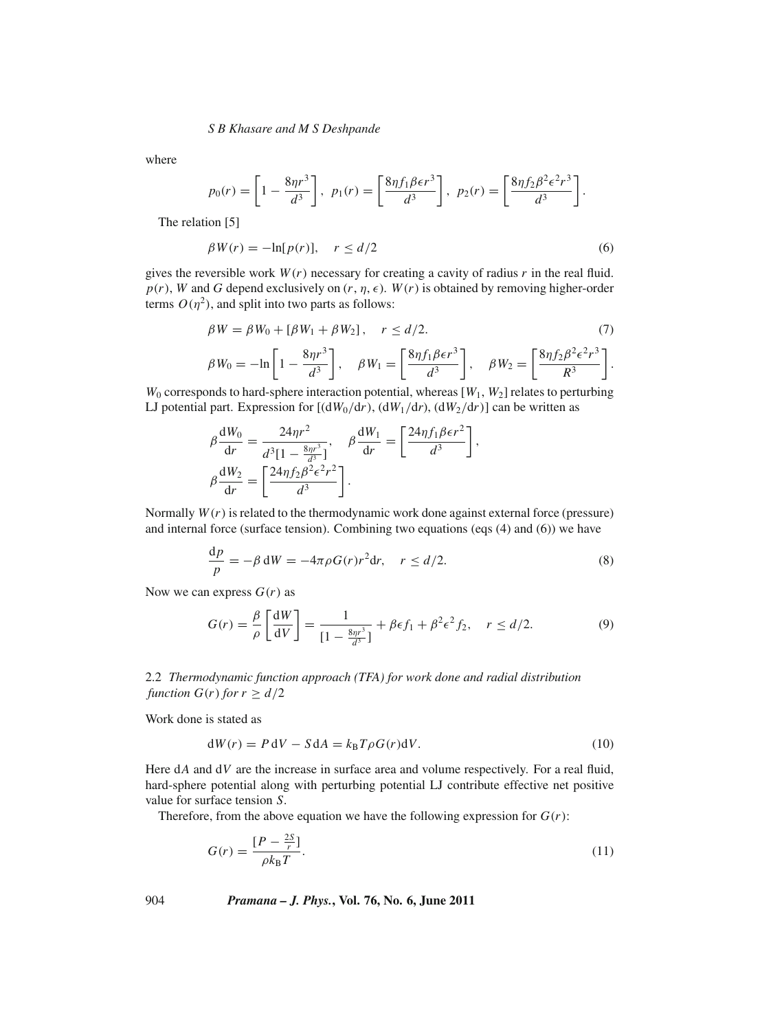where

$$p_0(r) = \left[1 - \frac{8\eta r^3}{d^3}\right], \;\; p_1(r) = \left[\frac{8\eta f_1 \beta \epsilon r^3}{d^3}\right], \;\; p_2(r) = \left[\frac{8\eta f_2 \beta^2 \epsilon^2 r^3}{d^3}\right].$$

The relation [5]

$$\beta W(r) = -\ln[p(r)], \quad r \leq d/2 \tag{6}$$

gives the reversible work $W(r)$ necessary for creating a cavity of radius $r$ in the real fluid. $p(r)$, $W$ and $G$ depend exclusively on $(r, \eta, \epsilon)$. $W(r)$ is obtained by removing higher-order terms $O(\eta^2)$, and split into two parts as follows:

$$\beta W = \beta W_0 + [\beta W_1 + \beta W_2], \quad r \leq d/2. \tag{7}$$

$$\beta W_0 = -\ln\left[1 - \frac{8\eta r^3}{d^3}\right], \quad \beta W_1 = \left[\frac{8\eta f_1 \beta \epsilon r^3}{d^3}\right], \quad \beta W_2 = \left[\frac{8\eta f_2 \beta^2 \epsilon^2 r^3}{R^3}\right].$$

$W_0$ corresponds to hard-sphere interaction potential, whereas $[W_1, W_2]$ relates to perturbing LJ potential part. Expression for $[(\mathrm{d}W_0/\mathrm{d}r), (\mathrm{d}W_1/\mathrm{d}r), (\mathrm{d}W_2/\mathrm{d}r)]$ can be written as

$$\beta \frac{\mathrm{d}W_0}{\mathrm{d}r} = \frac{24\eta r^2}{d^3[1 - \frac{8\eta r^3}{d^3}]}, \quad \beta \frac{\mathrm{d}W_1}{\mathrm{d}r} = \left[\frac{24\eta f_1 \beta \epsilon r^2}{d^3}\right],$$

$$\beta \frac{\mathrm{d}W_2}{\mathrm{d}r} = \left[\frac{24\eta f_2 \beta^2 \epsilon^2 r^2}{d^3}\right].$$

Normally $W(r)$ is related to the thermodynamic work done against external force (pressure) and internal force (surface tension). Combining two equations (eqs (4) and (6)) we have

$$\frac{\mathrm{d}p}{p} = -\beta\, \mathrm{d}W = -4\pi \rho G(r) r^2 \mathrm{d}r, \quad r \leq d/2. \tag{8}$$

Now we can express $G(r)$ as

$$G(r) = \frac{\beta}{\rho}\left[\frac{\mathrm{d}W}{\mathrm{d}V}\right] = \frac{1}{[1 - \frac{8\eta r^3}{d^3}]} + \beta \epsilon f_1 + \beta^2 \epsilon^2 f_2, \quad r \leq d/2. \tag{9}$$

### 2.2 *Thermodynamic function approach (TFA) for work done and radial distribution function $G(r)$ for $r \geq d/2$*

Work done is stated as

$$\mathrm{d}W(r) = P\, \mathrm{d}V - S\, \mathrm{d}A = k_\mathrm{B} T \rho G(r) \mathrm{d}V. \tag{10}$$

Here $\mathrm{d}A$ and $\mathrm{d}V$ are the increase in surface area and volume respectively. For a real fluid, hard-sphere potential along with perturbing potential LJ contribute effective net positive value for surface tension $S$.

Therefore, from the above equation we have the following expression for $G(r)$:

$$G(r) = \frac{[P - \frac{2S}{r}]}{\rho k_\mathrm{B} T}. \tag{11}$$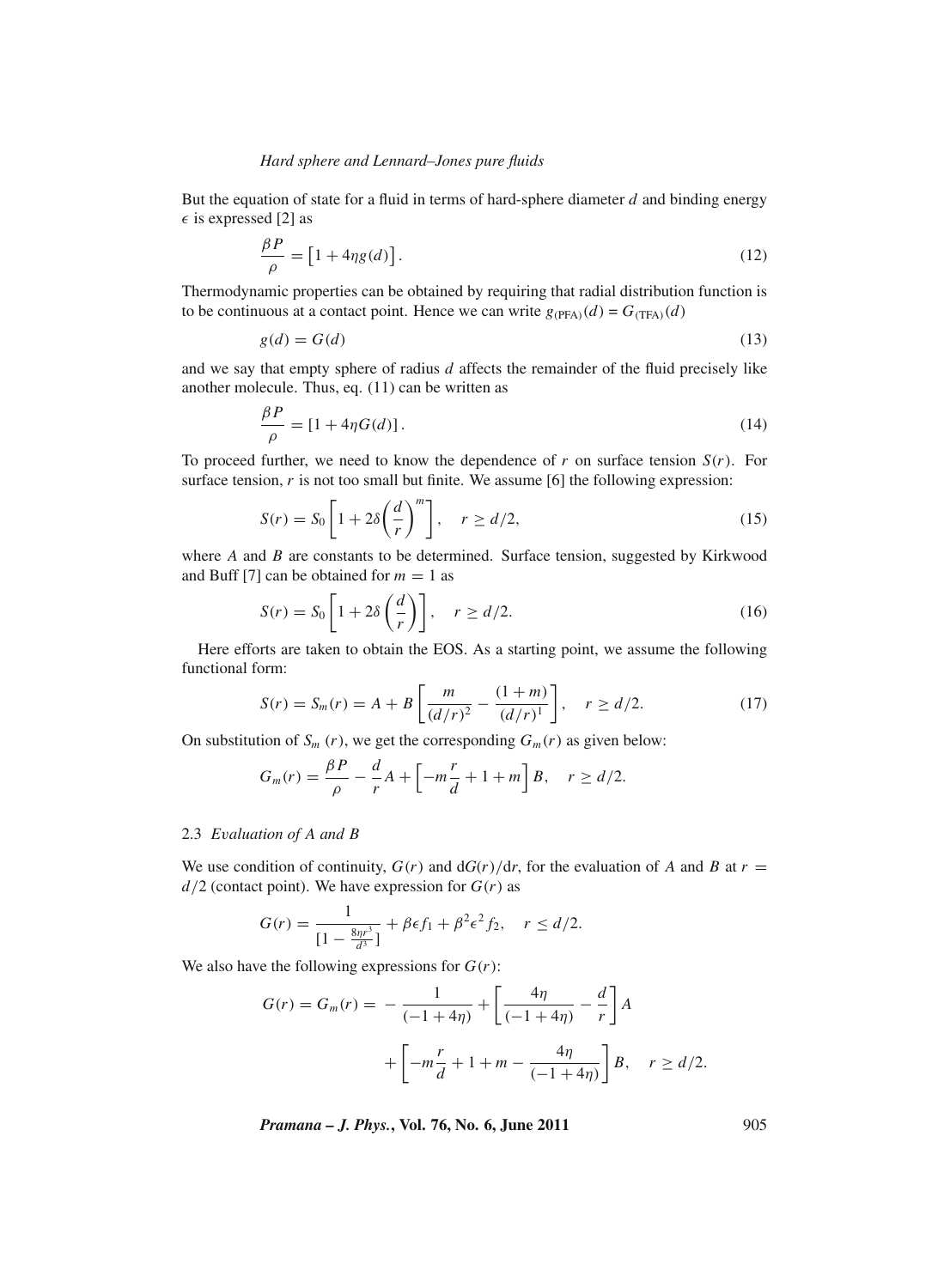But the equation of state for a fluid in terms of hard-sphere diameter $d$ and binding energy $\epsilon$ is expressed [2] as

$$\frac{\beta P}{\rho} = \left[1 + 4\eta g(d)\right]. \tag{12}$$

Thermodynamic properties can be obtained by requiring that radial distribution function is to be continuous at a contact point. Hence we can write $g_{(\mathrm{PFA})}(d) = G_{(\mathrm{TFA})}(d)$

$$g(d) = G(d) \tag{13}$$

and we say that empty sphere of radius $d$ affects the remainder of the fluid precisely like another molecule. Thus, eq. (11) can be written as

$$\frac{\beta P}{\rho} = \left[1 + 4\eta G(d)\right]. \tag{14}$$

To proceed further, we need to know the dependence of $r$ on surface tension $S(r)$. For surface tension, $r$ is not too small but finite. We assume [6] the following expression:

$$S(r) = S_0\left[1 + 2\delta\left(\frac{d}{r}\right)^m\right], \quad r \geq d/2, \tag{15}$$

where $A$ and $B$ are constants to be determined. Surface tension, suggested by Kirkwood and Buff [7] can be obtained for $m = 1$ as

$$S(r) = S_0\left[1 + 2\delta\left(\frac{d}{r}\right)\right], \quad r \geq d/2. \tag{16}$$

Here efforts are taken to obtain the EOS. As a starting point, we assume the following functional form:

$$S(r) = S_m(r) = A + B\left[\frac{m}{(d/r)^2} - \frac{(1+m)}{(d/r)^1}\right], \quad r \geq d/2. \tag{17}$$

On substitution of $S_m(r)$, we get the corresponding $G_m(r)$ as given below:

$$G_m(r) = \frac{\beta P}{\rho} - \frac{d}{r}A + \left[-m\frac{r}{d} + 1 + m\right]B, \quad r \geq d/2.$$

### 2.3 *Evaluation of A and B*

We use condition of continuity, $G(r)$ and $\mathrm{d}G(r)/\mathrm{d}r$, for the evaluation of $A$ and $B$ at $r = d/2$ (contact point). We have expression for $G(r)$ as

$$G(r) = \frac{1}{\left[1 - \frac{8\eta r^3}{d^3}\right]} + \beta\epsilon f_1 + \beta^2\epsilon^2 f_2, \quad r \leq d/2.$$

We also have the following expressions for $G(r)$:

$$G(r) = G_m(r) = -\frac{1}{(-1+4\eta)} + \left[\frac{4\eta}{(-1+4\eta)} - \frac{d}{r}\right]A + \left[-m\frac{r}{d} + 1 + m - \frac{4\eta}{(-1+4\eta)}\right]B, \quad r \geq d/2.$$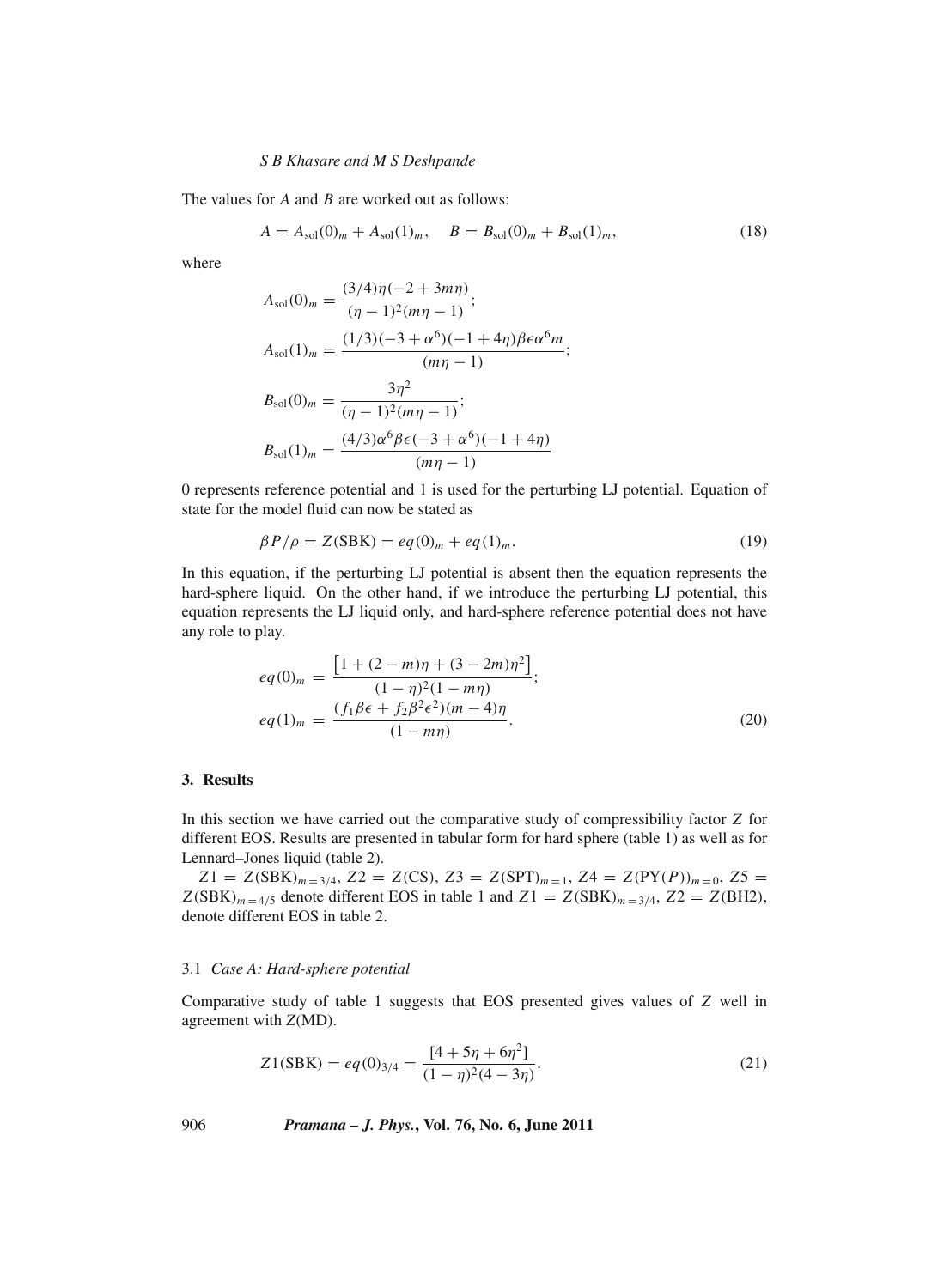The values for $A$ and $B$ are worked out as follows:

$$A = A_{\mathrm{sol}}(0)_m + A_{\mathrm{sol}}(1)_m, \quad B = B_{\mathrm{sol}}(0)_m + B_{\mathrm{sol}}(1)_m, \tag{18}$$

where

$$A_{\mathrm{sol}}(0)_m = \frac{(3/4)\eta(-2+3m\eta)}{(\eta-1)^2(m\eta-1)};$$

$$A_{\mathrm{sol}}(1)_m = \frac{(1/3)(-3+\alpha^6)(-1+4\eta)\beta\epsilon\alpha^6 m}{(m\eta-1)};$$

$$B_{\mathrm{sol}}(0)_m = \frac{3\eta^2}{(\eta-1)^2(m\eta-1)};$$

$$B_{\mathrm{sol}}(1)_m = \frac{(4/3)\alpha^6\beta\epsilon(-3+\alpha^6)(-1+4\eta)}{(m\eta-1)}$$

0 represents reference potential and 1 is used for the perturbing LJ potential. Equation of state for the model fluid can now be stated as

$$\beta P/\rho = Z(\mathrm{SBK}) = eq(0)_m + eq(1)_m. \tag{19}$$

In this equation, if the perturbing LJ potential is absent then the equation represents the hard-sphere liquid. On the other hand, if we introduce the perturbing LJ potential, this equation represents the LJ liquid only, and hard-sphere reference potential does not have any role to play.

$$eq(0)_m = \frac{\left[1+(2-m)\eta+(3-2m)\eta^2\right]}{(1-\eta)^2(1-m\eta)};$$
$$eq(1)_m = \frac{(f_1\beta\epsilon + f_2\beta^2\epsilon^2)(m-4)\eta}{(1-m\eta)}. \tag{20}$$

## 3. Results

In this section we have carried out the comparative study of compressibility factor $Z$ for different EOS. Results are presented in tabular form for hard sphere (table 1) as well as for Lennard–Jones liquid (table 2).

$Z1 = Z(\mathrm{SBK})_{m=3/4}$, $Z2 = Z(\mathrm{CS})$, $Z3 = Z(\mathrm{SPT})_{m=1}$, $Z4 = Z(\mathrm{PY}(P))_{m=0}$, $Z5 = Z(\mathrm{SBK})_{m=4/5}$ denote different EOS in table 1 and $Z1 = Z(\mathrm{SBK})_{m=3/4}$, $Z2 = Z(\mathrm{BH2})$, denote different EOS in table 2.

### 3.1 *Case A: Hard-sphere potential*

Comparative study of table 1 suggests that EOS presented gives values of $Z$ well in agreement with $Z$(MD).

$$Z1(\mathrm{SBK}) = eq(0)_{3/4} = \frac{[4+5\eta+6\eta^2]}{(1-\eta)^2(4-3\eta)}. \tag{21}$$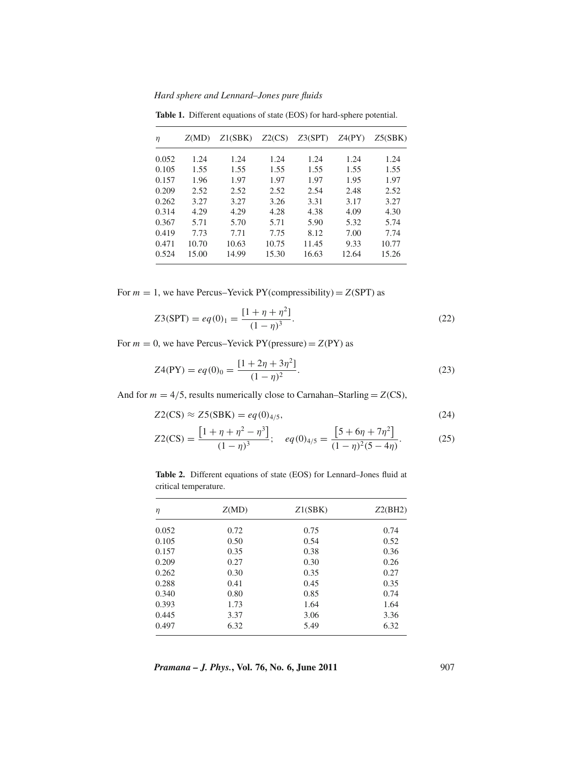**Table 1.** Different equations of state (EOS) for hard-sphere potential.

| $\eta$ | $Z$(MD) | $Z1$(SBK) | $Z2$(CS) | $Z3$(SPT) | $Z4$(PY) | $Z5$(SBK) |
|---|---|---|---|---|---|---|
| 0.052 | 1.24 | 1.24 | 1.24 | 1.24 | 1.24 | 1.24 |
| 0.105 | 1.55 | 1.55 | 1.55 | 1.55 | 1.55 | 1.55 |
| 0.157 | 1.96 | 1.97 | 1.97 | 1.97 | 1.95 | 1.97 |
| 0.209 | 2.52 | 2.52 | 2.52 | 2.54 | 2.48 | 2.52 |
| 0.262 | 3.27 | 3.27 | 3.26 | 3.31 | 3.17 | 3.27 |
| 0.314 | 4.29 | 4.29 | 4.28 | 4.38 | 4.09 | 4.30 |
| 0.367 | 5.71 | 5.70 | 5.71 | 5.90 | 5.32 | 5.74 |
| 0.419 | 7.73 | 7.71 | 7.75 | 8.12 | 7.00 | 7.74 |
| 0.471 | 10.70 | 10.63 | 10.75 | 11.45 | 9.33 | 10.77 |
| 0.524 | 15.00 | 14.99 | 15.30 | 16.63 | 12.64 | 15.26 |

For $m = 1$, we have Percus–Yevick PY(compressibility) = $Z$(SPT) as

$$Z3(\text{SPT}) = eq(0)_1 = \frac{[1+\eta+\eta^2]}{(1-\eta)^3}. \tag{22}$$

For $m = 0$, we have Percus–Yevick PY(pressure) = $Z$(PY) as

$$Z4(\text{PY}) = eq(0)_0 = \frac{[1+2\eta+3\eta^2]}{(1-\eta)^2}. \tag{23}$$

And for $m = 4/5$, results numerically close to Carnahan–Starling = $Z$(CS),

$$Z2(\text{CS}) \approx Z5(\text{SBK}) = eq(0)_{4/5}, \tag{24}$$

$$Z2(\text{CS}) = \frac{\left[1+\eta+\eta^2-\eta^3\right]}{(1-\eta)^3}; \quad eq(0)_{4/5} = \frac{\left[5+6\eta+7\eta^2\right]}{(1-\eta)^2(5-4\eta)}. \tag{25}$$

**Table 2.** Different equations of state (EOS) for Lennard–Jones fluid at critical temperature.

| $\eta$ | $Z$(MD) | $Z1$(SBK) | $Z2$(BH2) |
|---|---|---|---|
| 0.052 | 0.72 | 0.75 | 0.74 |
| 0.105 | 0.50 | 0.54 | 0.52 |
| 0.157 | 0.35 | 0.38 | 0.36 |
| 0.209 | 0.27 | 0.30 | 0.26 |
| 0.262 | 0.30 | 0.35 | 0.27 |
| 0.288 | 0.41 | 0.45 | 0.35 |
| 0.340 | 0.80 | 0.85 | 0.74 |
| 0.393 | 1.73 | 1.64 | 1.64 |
| 0.445 | 3.37 | 3.06 | 3.36 |
| 0.497 | 6.32 | 5.49 | 6.32 |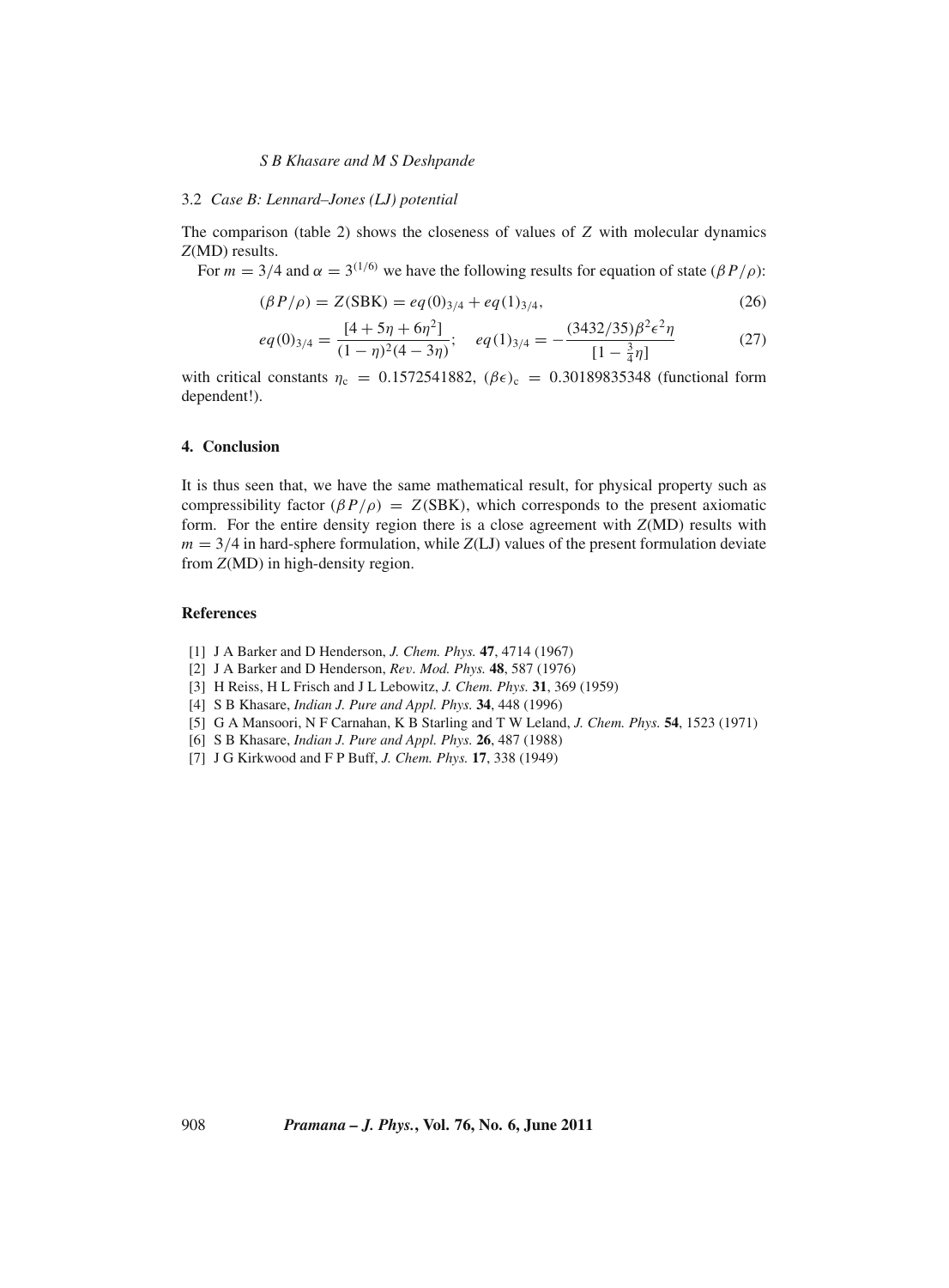### 3.2 *Case B: Lennard–Jones (LJ) potential*

The comparison (table 2) shows the closeness of values of $Z$ with molecular dynamics $Z$(MD) results.

For $m = 3/4$ and $\alpha = 3^{(1/6)}$ we have the following results for equation of state $(\beta P/\rho)$:

$$(\beta P/\rho) = Z(\text{SBK}) = eq(0)_{3/4} + eq(1)_{3/4}, \tag{26}$$

$$eq(0)_{3/4} = \frac{[4 + 5\eta + 6\eta^2]}{(1-\eta)^2(4-3\eta)}; \quad eq(1)_{3/4} = -\frac{(3432/35)\beta^2\epsilon^2\eta}{[1 - \frac{3}{4}\eta]} \tag{27}$$

with critical constants $\eta_c = 0.1572541882$, $(\beta\epsilon)_c = 0.30189835348$ (functional form dependent!).

## 4. Conclusion

It is thus seen that, we have the same mathematical result, for physical property such as compressibility factor $(\beta P/\rho) = Z(\text{SBK})$, which corresponds to the present axiomatic form. For the entire density region there is a close agreement with $Z$(MD) results with $m = 3/4$ in hard-sphere formulation, while $Z$(LJ) values of the present formulation deviate from $Z$(MD) in high-density region.

## References

[1] J A Barker and D Henderson, *J. Chem. Phys.* **47**, 4714 (1967)
[2] J A Barker and D Henderson, *Rev. Mod. Phys.* **48**, 587 (1976)
[3] H Reiss, H L Frisch and J L Lebowitz, *J. Chem. Phys.* **31**, 369 (1959)
[4] S B Khasare, *Indian J. Pure and Appl. Phys.* **34**, 448 (1996)
[5] G A Mansoori, N F Carnahan, K B Starling and T W Leland, *J. Chem. Phys.* **54**, 1523 (1971)
[6] S B Khasare, *Indian J. Pure and Appl. Phys.* **26**, 487 (1988)
[7] J G Kirkwood and F P Buff, *J. Chem. Phys.* **17**, 338 (1949)